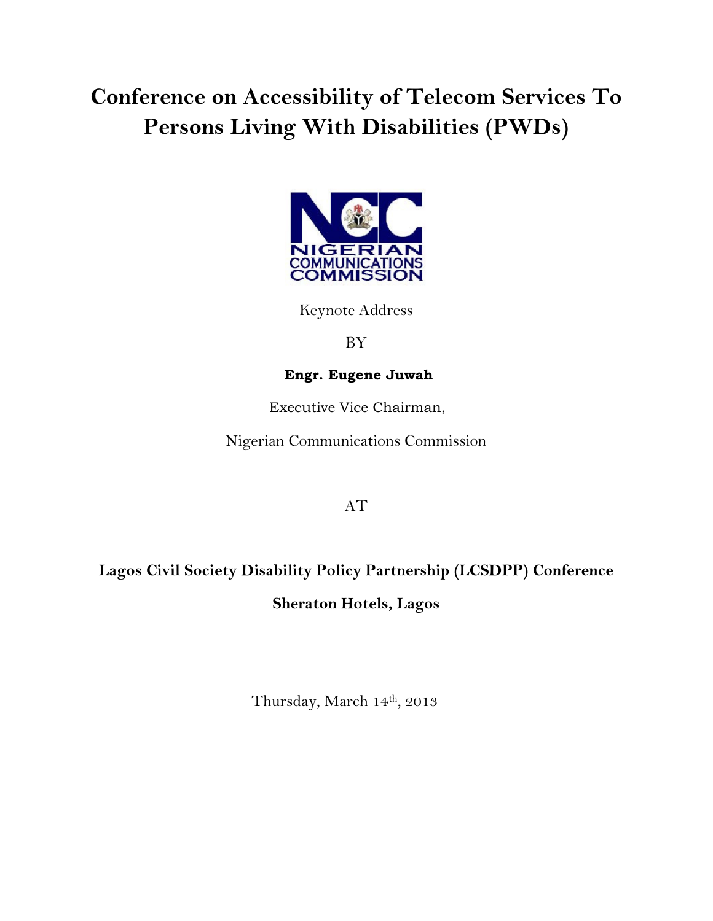# Conference on Accessibility of Telecom Services To Persons Living With Disabilities (PWDs)

NIGERIAN COMMUNICATIONS COMMISSION

Keynote Address

BY

**Engr. Eugene Juwah**

Executive Vice Chairman,

Nigerian Communications Commission

AT

**Lagos Civil Society Disability Policy Partnership (LCSDPP) Conference**

**Sheraton Hotels, Lagos**

Thursday, March 14th, 2013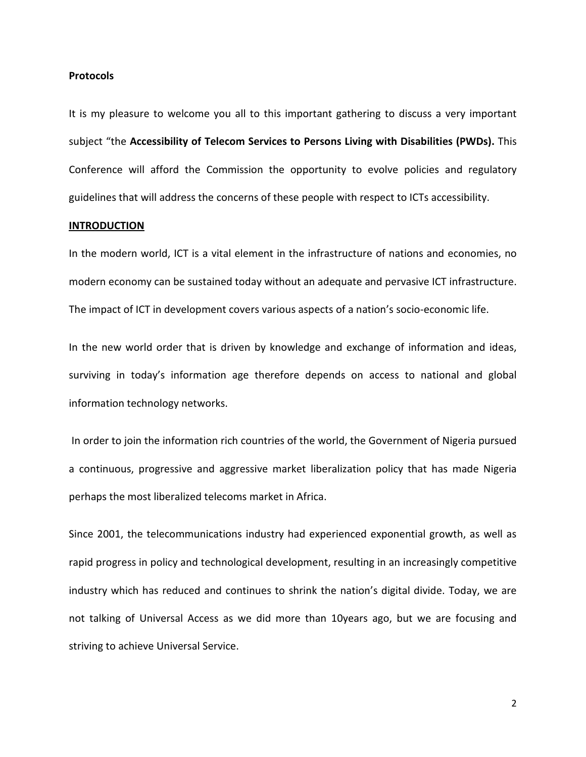**Protocols**

It is my pleasure to welcome you all to this important gathering to discuss a very important subject "the **Accessibility of Telecom Services to Persons Living with Disabilities (PWDs).** This Conference will afford the Commission the opportunity to evolve policies and regulatory guidelines that will address the concerns of these people with respect to ICTs accessibility.

## INTRODUCTION

In the modern world, ICT is a vital element in the infrastructure of nations and economies, no modern economy can be sustained today without an adequate and pervasive ICT infrastructure. The impact of ICT in development covers various aspects of a nation's socio-economic life.

In the new world order that is driven by knowledge and exchange of information and ideas, surviving in today's information age therefore depends on access to national and global information technology networks.

In order to join the information rich countries of the world, the Government of Nigeria pursued a continuous, progressive and aggressive market liberalization policy that has made Nigeria perhaps the most liberalized telecoms market in Africa.

Since 2001, the telecommunications industry had experienced exponential growth, as well as rapid progress in policy and technological development, resulting in an increasingly competitive industry which has reduced and continues to shrink the nation's digital divide. Today, we are not talking of Universal Access as we did more than 10years ago, but we are focusing and striving to achieve Universal Service.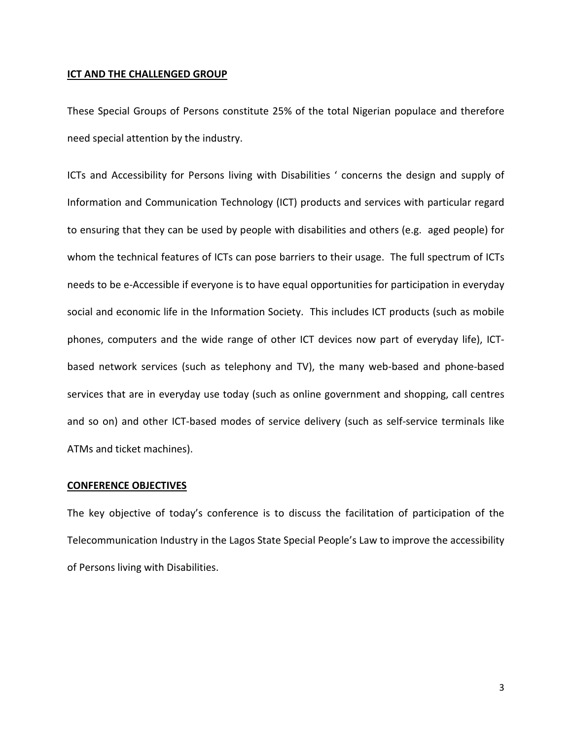## ICT AND THE CHALLENGED GROUP

These Special Groups of Persons constitute 25% of the total Nigerian populace and therefore need special attention by the industry.

ICTs and Accessibility for Persons living with Disabilities ' concerns the design and supply of Information and Communication Technology (ICT) products and services with particular regard to ensuring that they can be used by people with disabilities and others (e.g. aged people) for whom the technical features of ICTs can pose barriers to their usage. The full spectrum of ICTs needs to be e-Accessible if everyone is to have equal opportunities for participation in everyday social and economic life in the Information Society. This includes ICT products (such as mobile phones, computers and the wide range of other ICT devices now part of everyday life), ICT-based network services (such as telephony and TV), the many web-based and phone-based services that are in everyday use today (such as online government and shopping, call centres and so on) and other ICT-based modes of service delivery (such as self-service terminals like ATMs and ticket machines).

## CONFERENCE OBJECTIVES

The key objective of today's conference is to discuss the facilitation of participation of the Telecommunication Industry in the Lagos State Special People's Law to improve the accessibility of Persons living with Disabilities.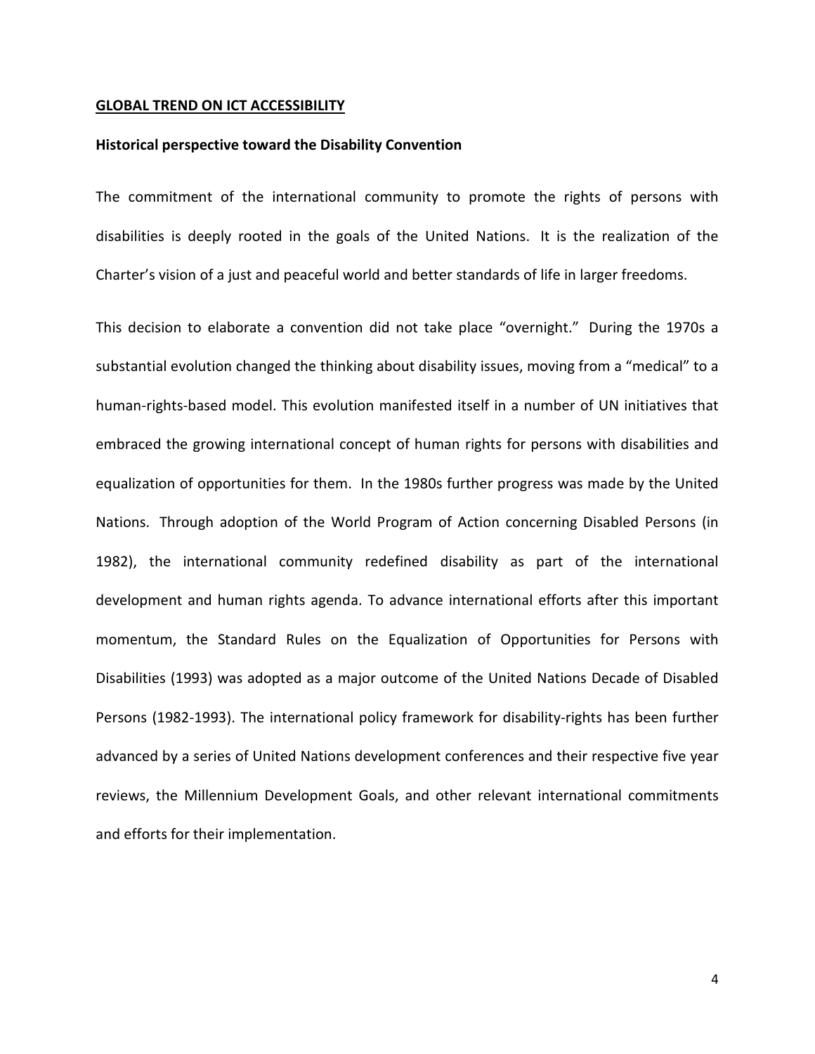## GLOBAL TREND ON ICT ACCESSIBILITY

### Historical perspective toward the Disability Convention

The commitment of the international community to promote the rights of persons with disabilities is deeply rooted in the goals of the United Nations. It is the realization of the Charter's vision of a just and peaceful world and better standards of life in larger freedoms.

This decision to elaborate a convention did not take place "overnight." During the 1970s a substantial evolution changed the thinking about disability issues, moving from a "medical" to a human-rights-based model. This evolution manifested itself in a number of UN initiatives that embraced the growing international concept of human rights for persons with disabilities and equalization of opportunities for them. In the 1980s further progress was made by the United Nations. Through adoption of the World Program of Action concerning Disabled Persons (in 1982), the international community redefined disability as part of the international development and human rights agenda. To advance international efforts after this important momentum, the Standard Rules on the Equalization of Opportunities for Persons with Disabilities (1993) was adopted as a major outcome of the United Nations Decade of Disabled Persons (1982-1993). The international policy framework for disability-rights has been further advanced by a series of United Nations development conferences and their respective five year reviews, the Millennium Development Goals, and other relevant international commitments and efforts for their implementation.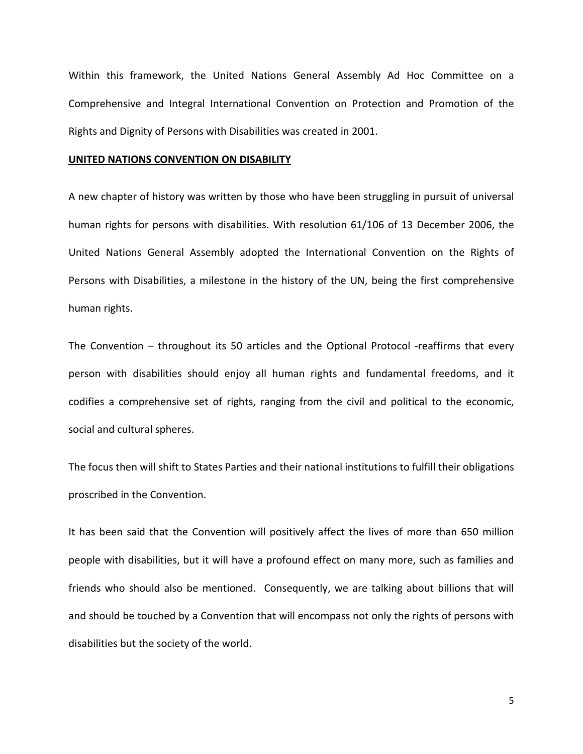Within this framework, the United Nations General Assembly Ad Hoc Committee on a Comprehensive and Integral International Convention on Protection and Promotion of the Rights and Dignity of Persons with Disabilities was created in 2001.

## UNITED NATIONS CONVENTION ON DISABILITY

A new chapter of history was written by those who have been struggling in pursuit of universal human rights for persons with disabilities. With resolution 61/106 of 13 December 2006, the United Nations General Assembly adopted the International Convention on the Rights of Persons with Disabilities, a milestone in the history of the UN, being the first comprehensive human rights.

The Convention – throughout its 50 articles and the Optional Protocol -reaffirms that every person with disabilities should enjoy all human rights and fundamental freedoms, and it codifies a comprehensive set of rights, ranging from the civil and political to the economic, social and cultural spheres.

The focus then will shift to States Parties and their national institutions to fulfill their obligations proscribed in the Convention.

It has been said that the Convention will positively affect the lives of more than 650 million people with disabilities, but it will have a profound effect on many more, such as families and friends who should also be mentioned. Consequently, we are talking about billions that will and should be touched by a Convention that will encompass not only the rights of persons with disabilities but the society of the world.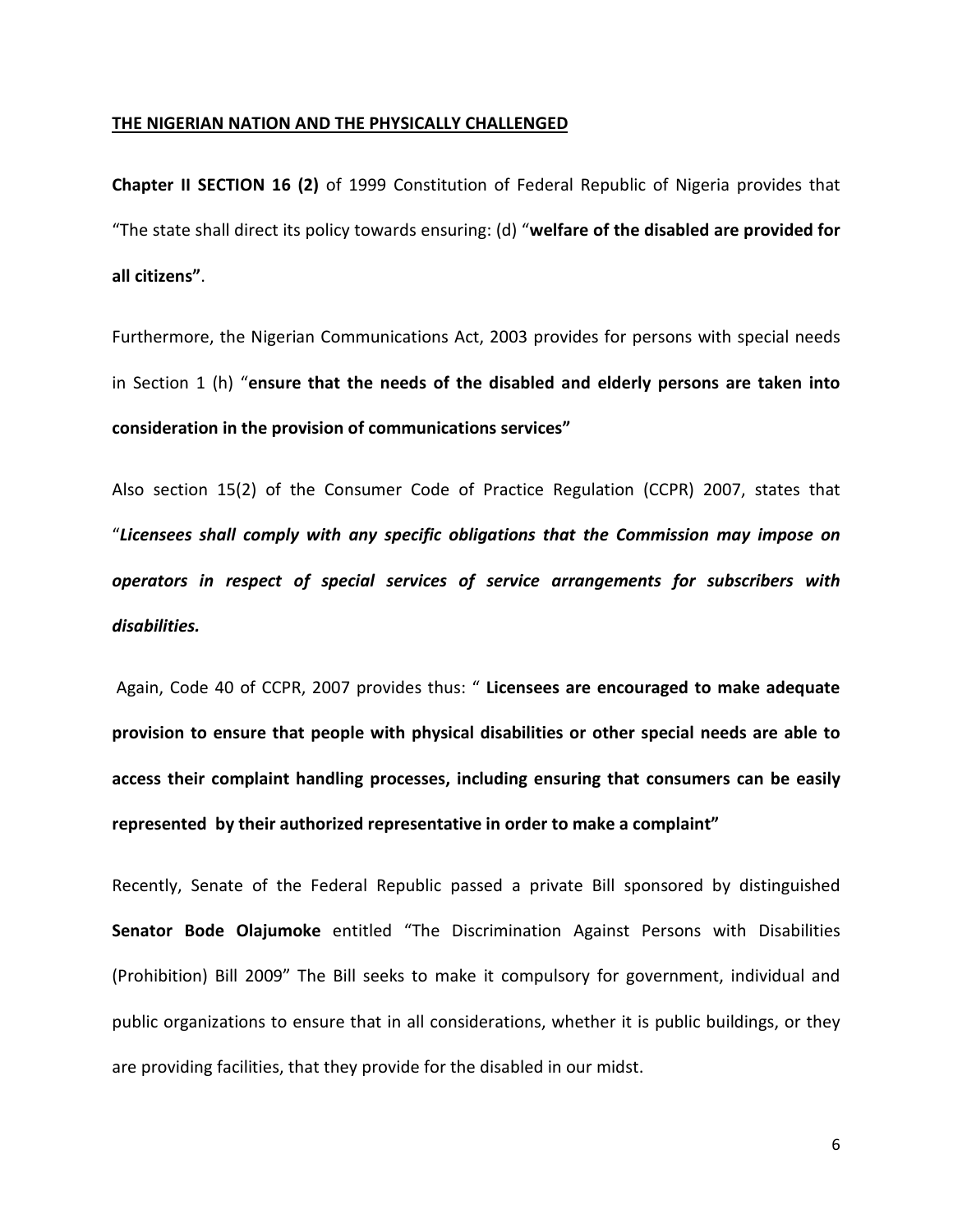## <u>THE NIGERIAN NATION AND THE PHYSICALLY CHALLENGED</u>

**Chapter II SECTION 16 (2)** of 1999 Constitution of Federal Republic of Nigeria provides that "The state shall direct its policy towards ensuring: (d) "**welfare of the disabled are provided for all citizens"**.

Furthermore, the Nigerian Communications Act, 2003 provides for persons with special needs in Section 1 (h) "**ensure that the needs of the disabled and elderly persons are taken into consideration in the provision of communications services"**

Also section 15(2) of the Consumer Code of Practice Regulation (CCPR) 2007, states that "***Licensees shall comply with any specific obligations that the Commission may impose on operators in respect of special services of service arrangements for subscribers with disabilities.***

Again, Code 40 of CCPR, 2007 provides thus: " **Licensees are encouraged to make adequate provision to ensure that people with physical disabilities or other special needs are able to access their complaint handling processes, including ensuring that consumers can be easily represented by their authorized representative in order to make a complaint"**

Recently, Senate of the Federal Republic passed a private Bill sponsored by distinguished **Senator Bode Olajumoke** entitled "The Discrimination Against Persons with Disabilities (Prohibition) Bill 2009" The Bill seeks to make it compulsory for government, individual and public organizations to ensure that in all considerations, whether it is public buildings, or they are providing facilities, that they provide for the disabled in our midst.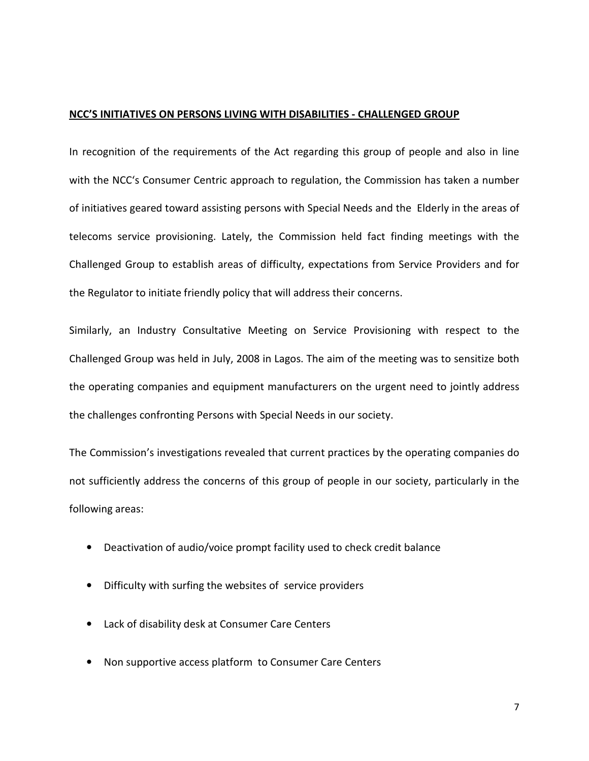## **NCC'S INITIATIVES ON PERSONS LIVING WITH DISABILITIES - CHALLENGED GROUP**

In recognition of the requirements of the Act regarding this group of people and also in line with the NCC's Consumer Centric approach to regulation, the Commission has taken a number of initiatives geared toward assisting persons with Special Needs and the Elderly in the areas of telecoms service provisioning. Lately, the Commission held fact finding meetings with the Challenged Group to establish areas of difficulty, expectations from Service Providers and for the Regulator to initiate friendly policy that will address their concerns.

Similarly, an Industry Consultative Meeting on Service Provisioning with respect to the Challenged Group was held in July, 2008 in Lagos. The aim of the meeting was to sensitize both the operating companies and equipment manufacturers on the urgent need to jointly address the challenges confronting Persons with Special Needs in our society.

The Commission's investigations revealed that current practices by the operating companies do not sufficiently address the concerns of this group of people in our society, particularly in the following areas:

- Deactivation of audio/voice prompt facility used to check credit balance
- Difficulty with surfing the websites of service providers
- Lack of disability desk at Consumer Care Centers
- Non supportive access platform to Consumer Care Centers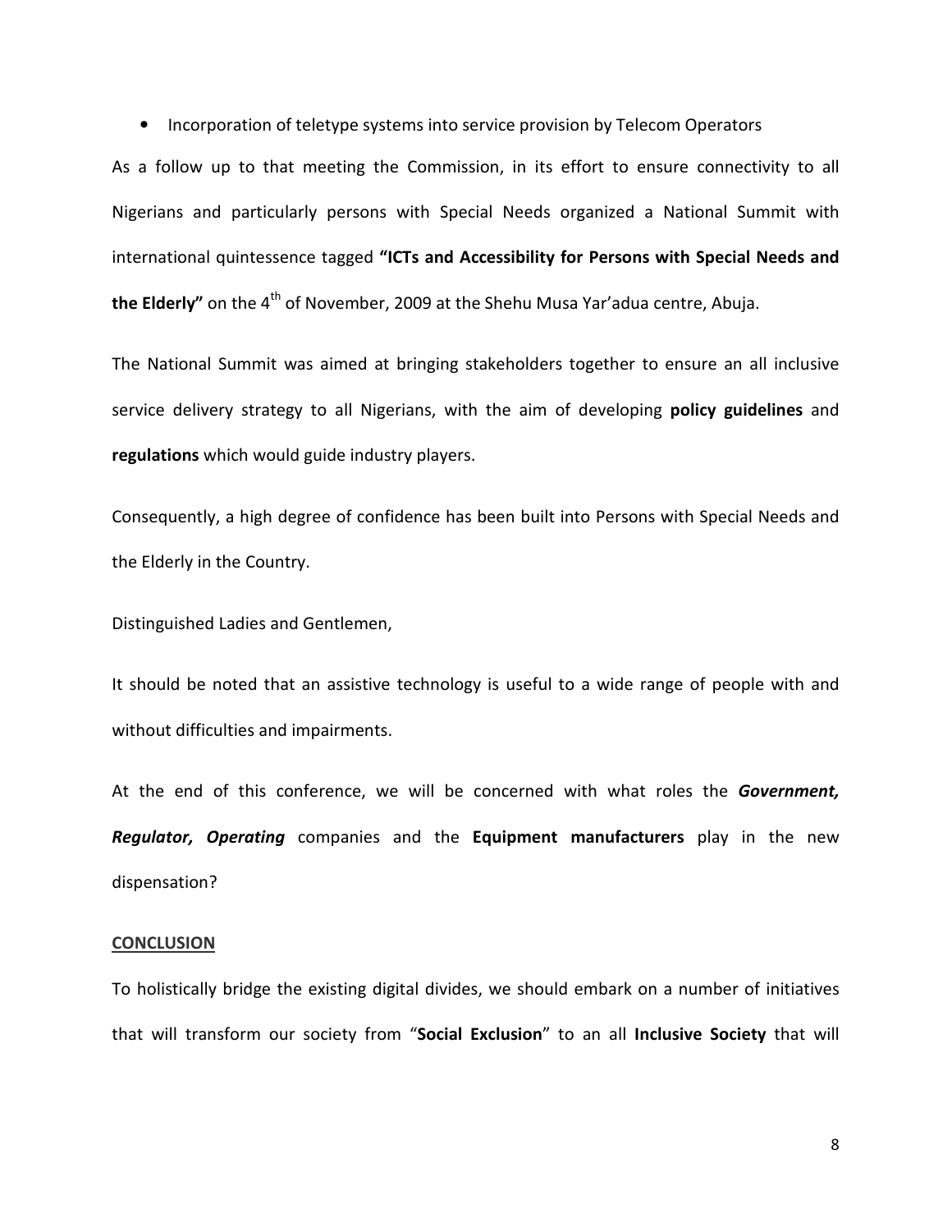- Incorporation of teletype systems into service provision by Telecom Operators

As a follow up to that meeting the Commission, in its effort to ensure connectivity to all Nigerians and particularly persons with Special Needs organized a National Summit with international quintessence tagged **"ICTs and Accessibility for Persons with Special Needs and the Elderly"** on the 4th of November, 2009 at the Shehu Musa Yar'adua centre, Abuja.

The National Summit was aimed at bringing stakeholders together to ensure an all inclusive service delivery strategy to all Nigerians, with the aim of developing **policy guidelines** and **regulations** which would guide industry players.

Consequently, a high degree of confidence has been built into Persons with Special Needs and the Elderly in the Country.

Distinguished Ladies and Gentlemen,

It should be noted that an assistive technology is useful to a wide range of people with and without difficulties and impairments.

At the end of this conference, we will be concerned with what roles the ***Government, Regulator, Operating*** companies and the **Equipment manufacturers** play in the new dispensation?

## CONCLUSION

To holistically bridge the existing digital divides, we should embark on a number of initiatives that will transform our society from "**Social Exclusion**" to an all **Inclusive Society** that will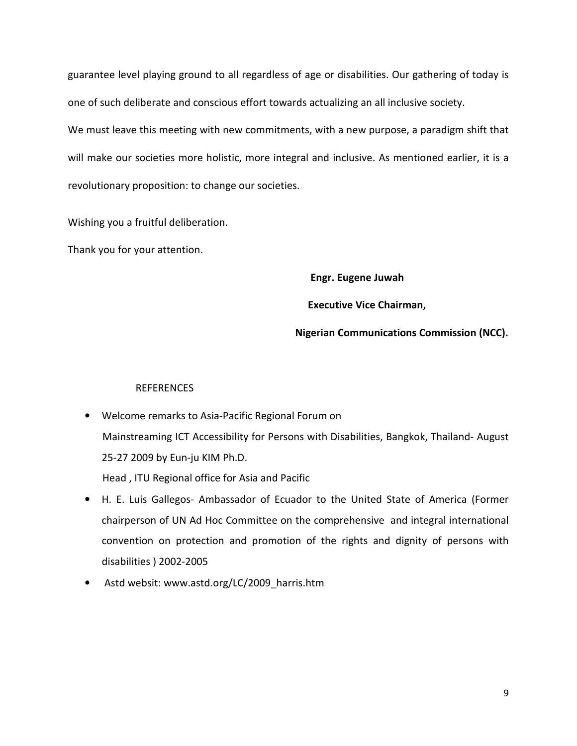guarantee level playing ground to all regardless of age or disabilities. Our gathering of today is one of such deliberate and conscious effort towards actualizing an all inclusive society.

We must leave this meeting with new commitments, with a new purpose, a paradigm shift that will make our societies more holistic, more integral and inclusive. As mentioned earlier, it is a revolutionary proposition: to change our societies.

Wishing you a fruitful deliberation.

Thank you for your attention.

**Engr. Eugene Juwah**

**Executive Vice Chairman,**

**Nigerian Communications Commission (NCC).**

REFERENCES

- Welcome remarks to Asia-Pacific Regional Forum on Mainstreaming ICT Accessibility for Persons with Disabilities, Bangkok, Thailand- August 25-27 2009 by Eun-ju KIM Ph.D.
  Head , ITU Regional office for Asia and Pacific
- H. E. Luis Gallegos- Ambassador of Ecuador to the United State of America (Former chairperson of UN Ad Hoc Committee on the comprehensive and integral international convention on protection and promotion of the rights and dignity of persons with disabilities ) 2002-2005
- Astd websit: www.astd.org/LC/2009_harris.htm